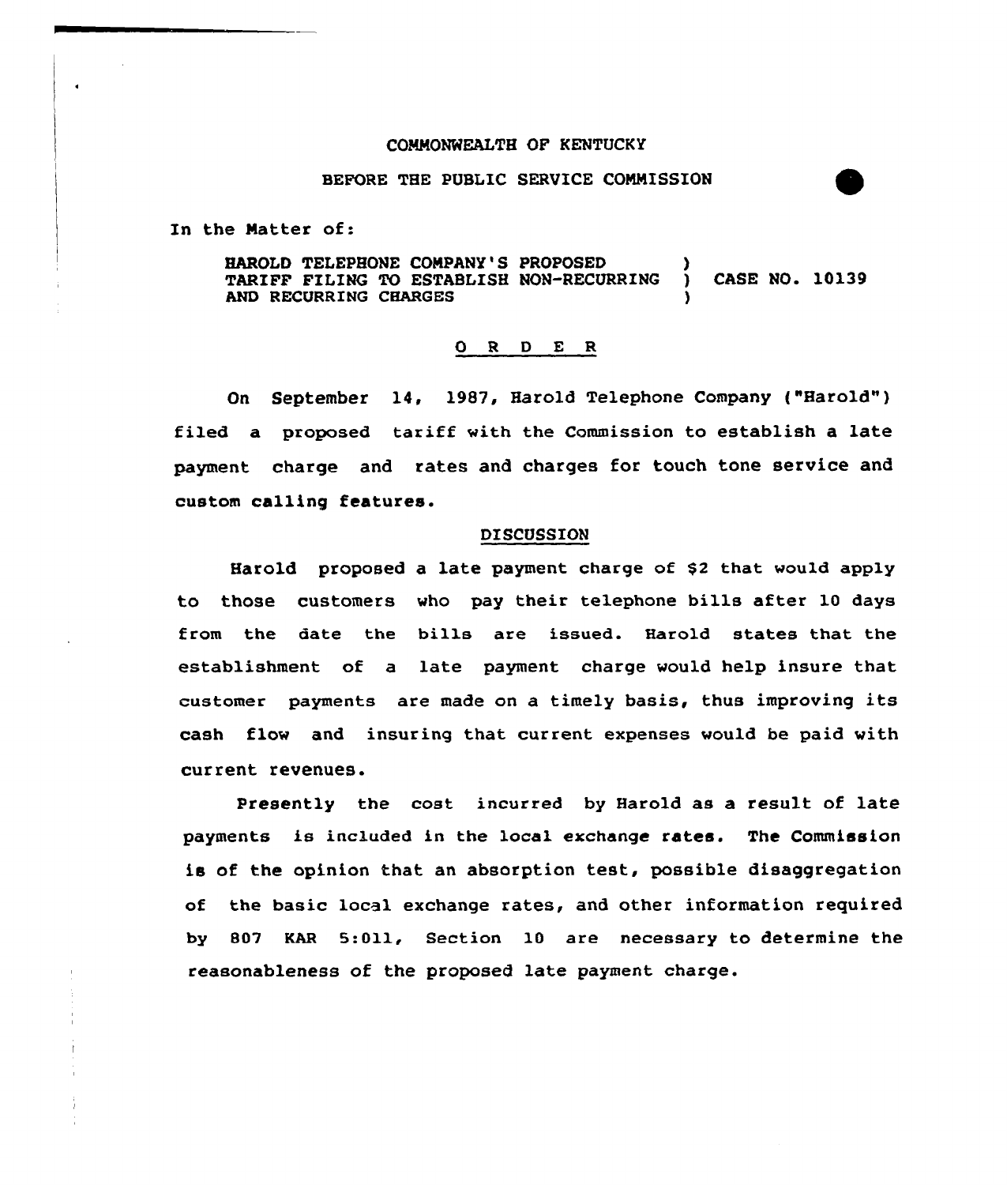COMMONWEALTH OF KENTUCKY

BEFORE THE PUBLIC SERVICE COMMISSION

In the Matter of:

| | | |
|---|---|---|
| HAROLD TELEPHONE COMPANY'S PROPOSED TARIFF FILING TO ESTABLISH NON-RECURRING AND RECURRING CHARGES | ) ) ) | CASE NO. 10139 |

## O R D E R

On September 14, 1987, Harold Telephone Company ("Harold") filed a proposed tariff with the Commission to establish a late payment charge and rates and charges for touch tone service and custom calling features.

### DISCUSSION

Harold proposed a late payment charge of $2 that would apply to those customers who pay their telephone bills after 10 days from the date the bills are issued. Harold states that the establishment of a late payment charge would help insure that customer payments are made on a timely basis, thus improving its cash flow and insuring that current expenses would be paid with current revenues.

Presently the cost incurred by Harold as a result of late payments is included in the local exchange rates. The Commission is of the opinion that an absorption test, possible disaggregation of the basic local exchange rates, and other information required by 807 KAR 5:011, Section 10 are necessary to determine the reasonableness of the proposed late payment charge.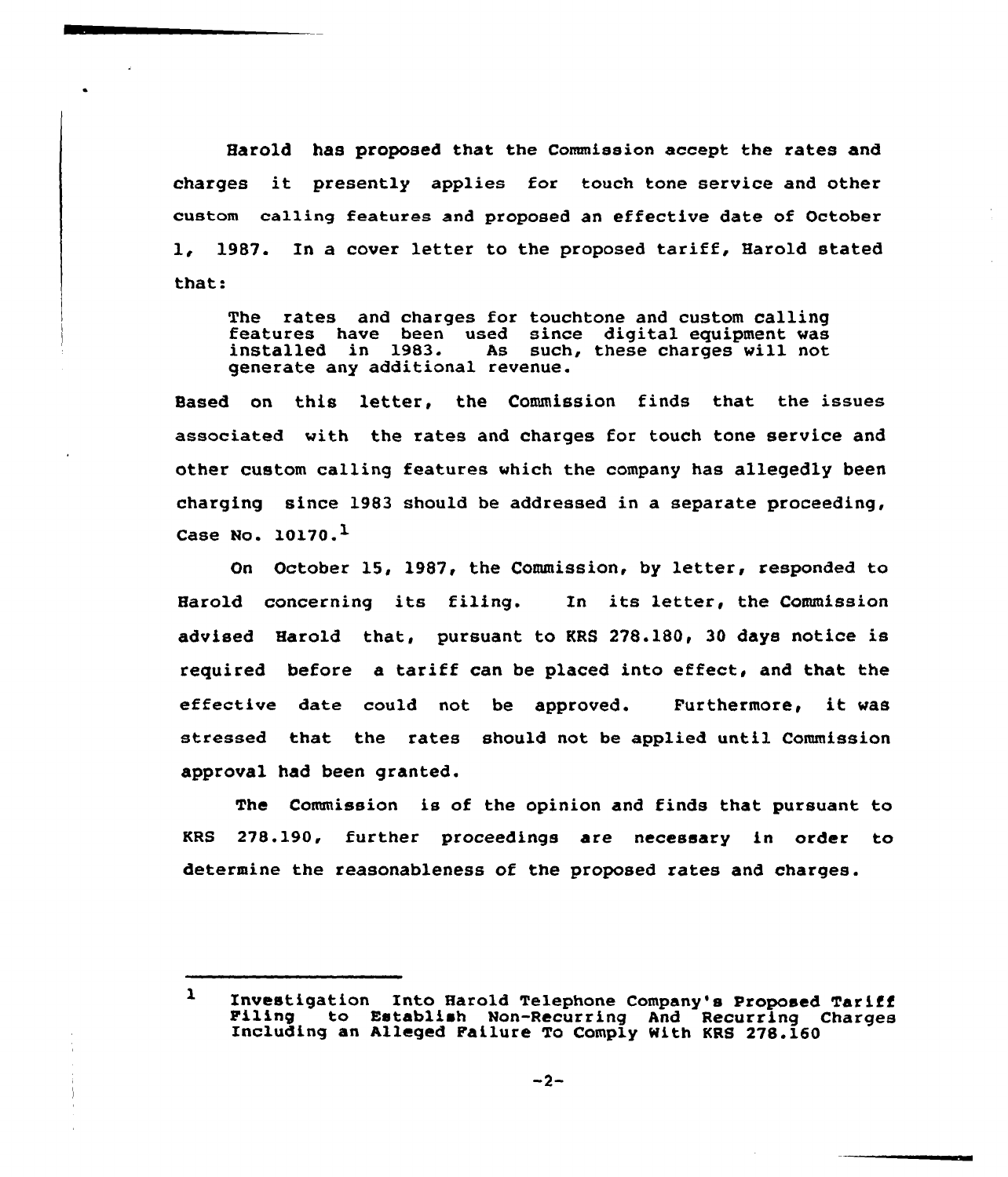Harold has proposed that the Commission accept the rates and charges it presently applies for touch tone service and other custom calling features and proposed an effective date of October 1, 1987. In a cover letter to the proposed tariff, Harold stated that:

> The rates and charges for touchtone and custom calling features have been used since digital equipment was installed in 1983. As such, these charges will not generate any additional revenue.

Based on this letter, the Commission finds that the issues associated with the rates and charges for touch tone service and other custom calling features which the company has allegedly been charging since 1983 should be addressed in a separate proceeding, Case No. 10170.[1]

On October 15, 1987, the Commission, by letter, responded to Harold concerning its filing. In its letter, the Commission advised Harold that, pursuant to KRS 278.180, 30 days notice is required before a tariff can be placed into effect, and that the effective date could not be approved. Furthermore, it was stressed that the rates should not be applied until Commission approval had been granted.

The Commission is of the opinion and finds that pursuant to KRS 278.190, further proceedings are necessary in order to determine the reasonableness of the proposed rates and charges.

---

[1] Investigation Into Harold Telephone Company's Proposed Tariff Filing to Establish Non-Recurring And Recurring Charges Including an Alleged Failure To Comply With KRS 278.160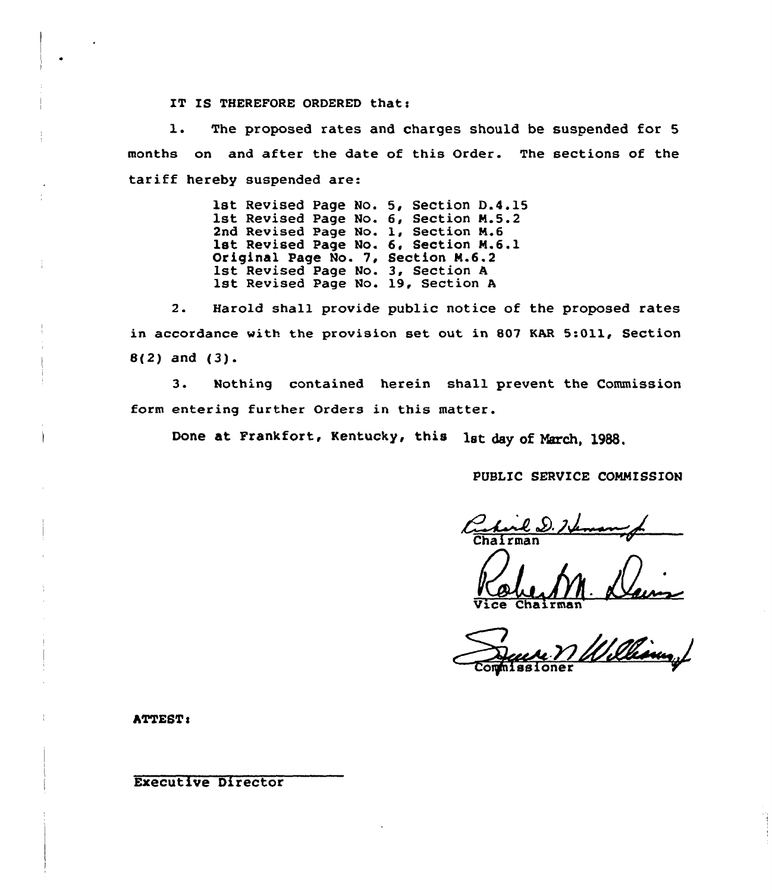IT IS THEREFORE ORDERED that:

1. The proposed rates and charges should be suspended for 5 months on and after the date of this Order. The sections of the tariff hereby suspended are:

   1st Revised Page No. 5, Section D.4.15
   1st Revised Page No. 6, Section M.5.2
   2nd Revised Page No. 1, Section M.6
   1st Revised Page No. 6, Section M.6.1
   Original Page No. 7, Section M.6.2
   1st Revised Page No. 3, Section A
   1st Revised Page No. 19, Section A

2. Harold shall provide public notice of the proposed rates in accordance with the provision set out in 807 KAR 5:011, Section 8(2) and (3).

3. Nothing contained herein shall prevent the Commission form entering further Orders in this matter.

Done at Frankfort, Kentucky, this 1st day of March, 1988.

PUBLIC SERVICE COMMISSION

Chairman

Vice Chairman

Commissioner

ATTEST:

Executive Director